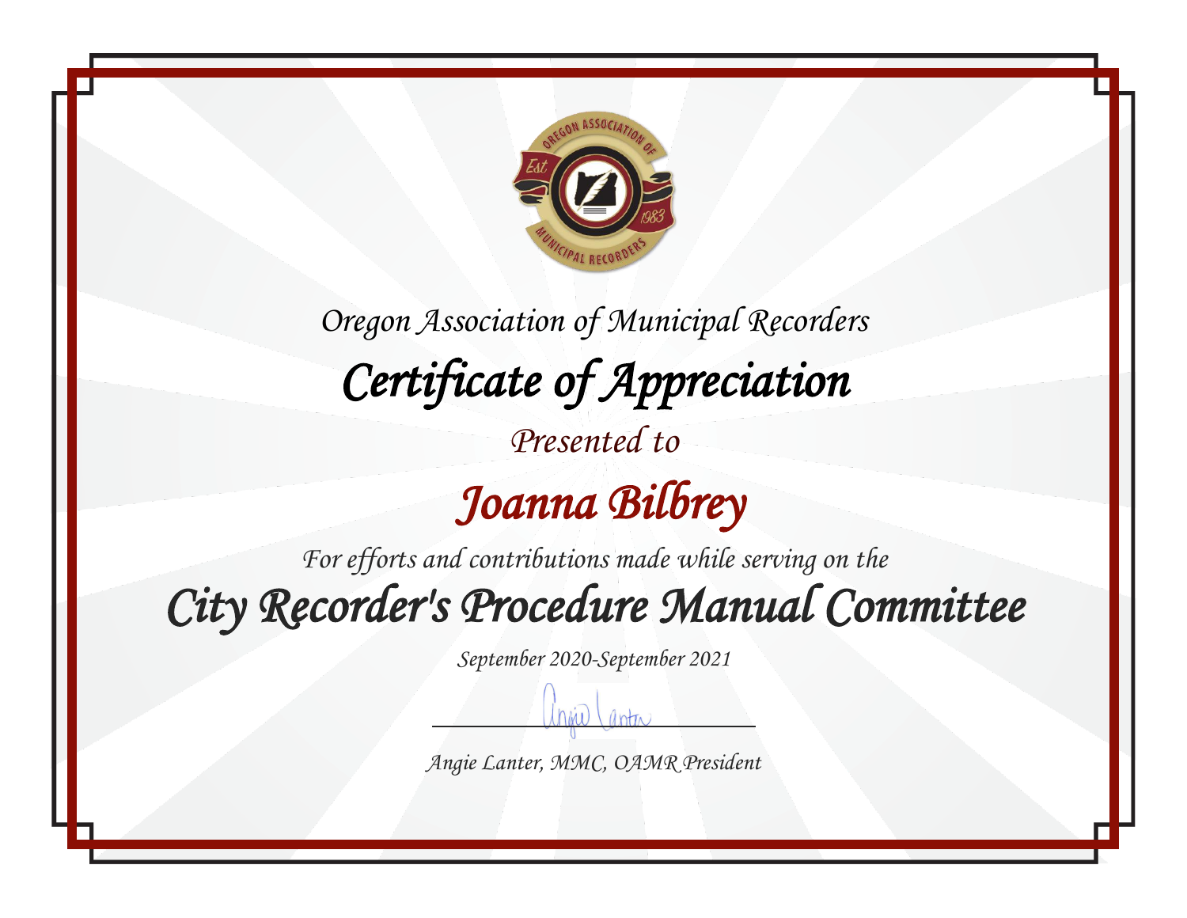Oregon Association of Municipal Recorders

# Certificate of Appreciation

Presented to

## Joanna Bilbrey

For efforts and contributions made while serving on the

## City Recorder's Procedure Manual Committee

September 2020-September 2021

Angie Lanter, MMC, OAMR President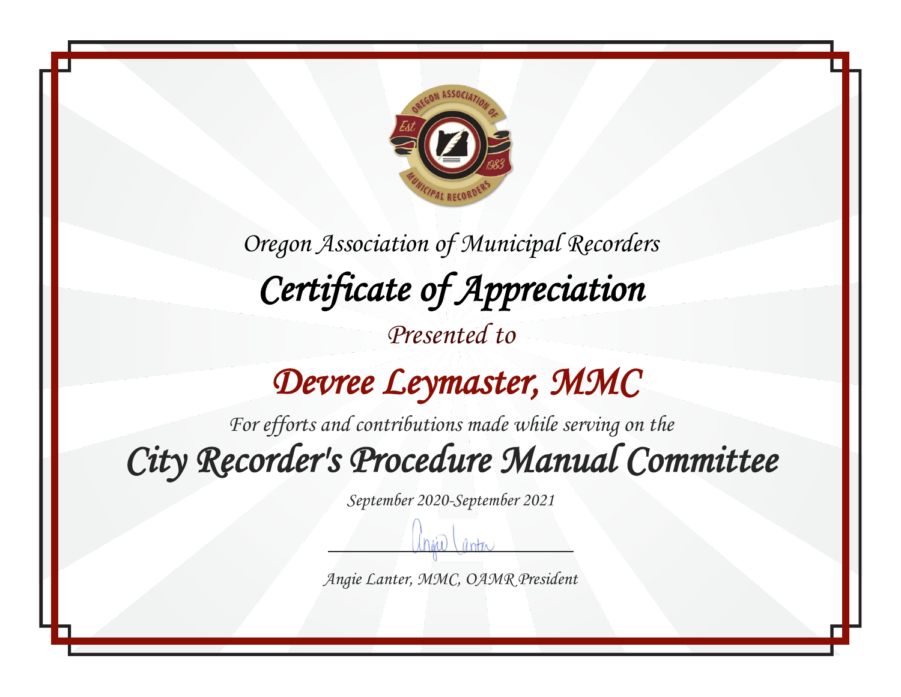Oregon Association of Municipal Recorders

# Certificate of Appreciation

Presented to

## Devree Leymaster, MMC

For efforts and contributions made while serving on the

## City Recorder's Procedure Manual Committee

September 2020-September 2021

Angie Lanter, MMC, OAMR President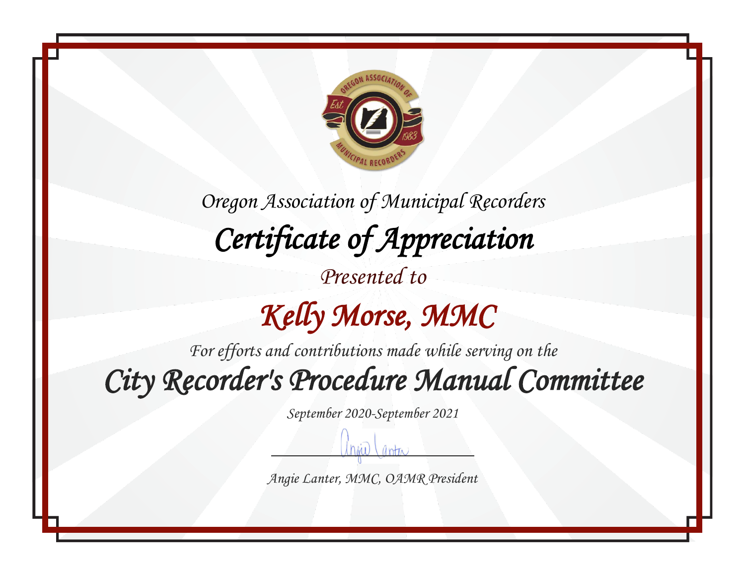Oregon Association of Municipal Recorders

# Certificate of Appreciation

Presented to

## Kelly Morse, MMC

For efforts and contributions made while serving on the

## City Recorder's Procedure Manual Committee

September 2020-September 2021

Angie Lanter, MMC, OAMR President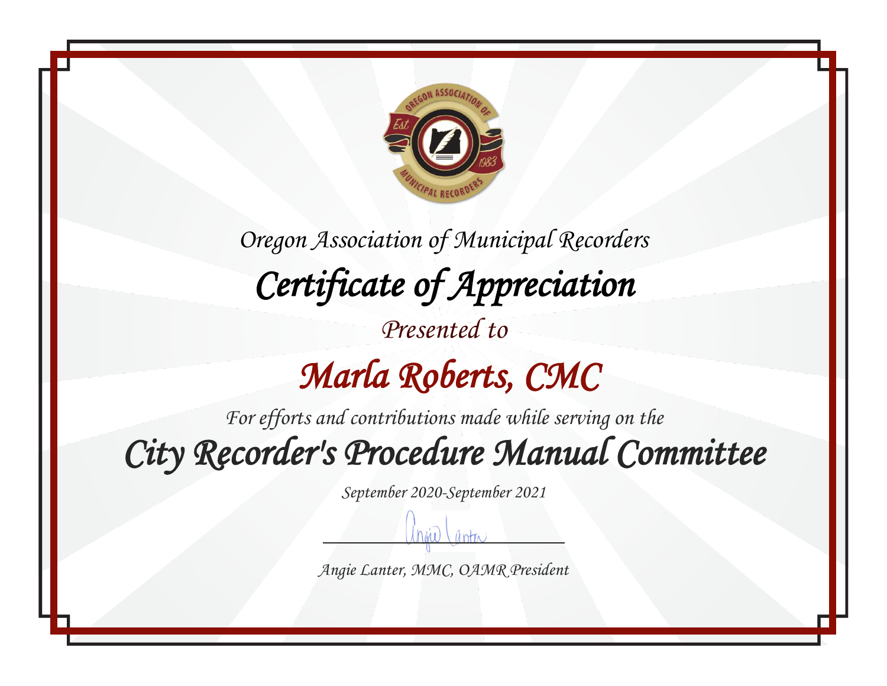Oregon Association of Municipal Recorders

# Certificate of Appreciation

Presented to

## Marla Roberts, CMC

For efforts and contributions made while serving on the

## City Recorder's Procedure Manual Committee

September 2020-September 2021

Angie Lanter, MMC, OAMR President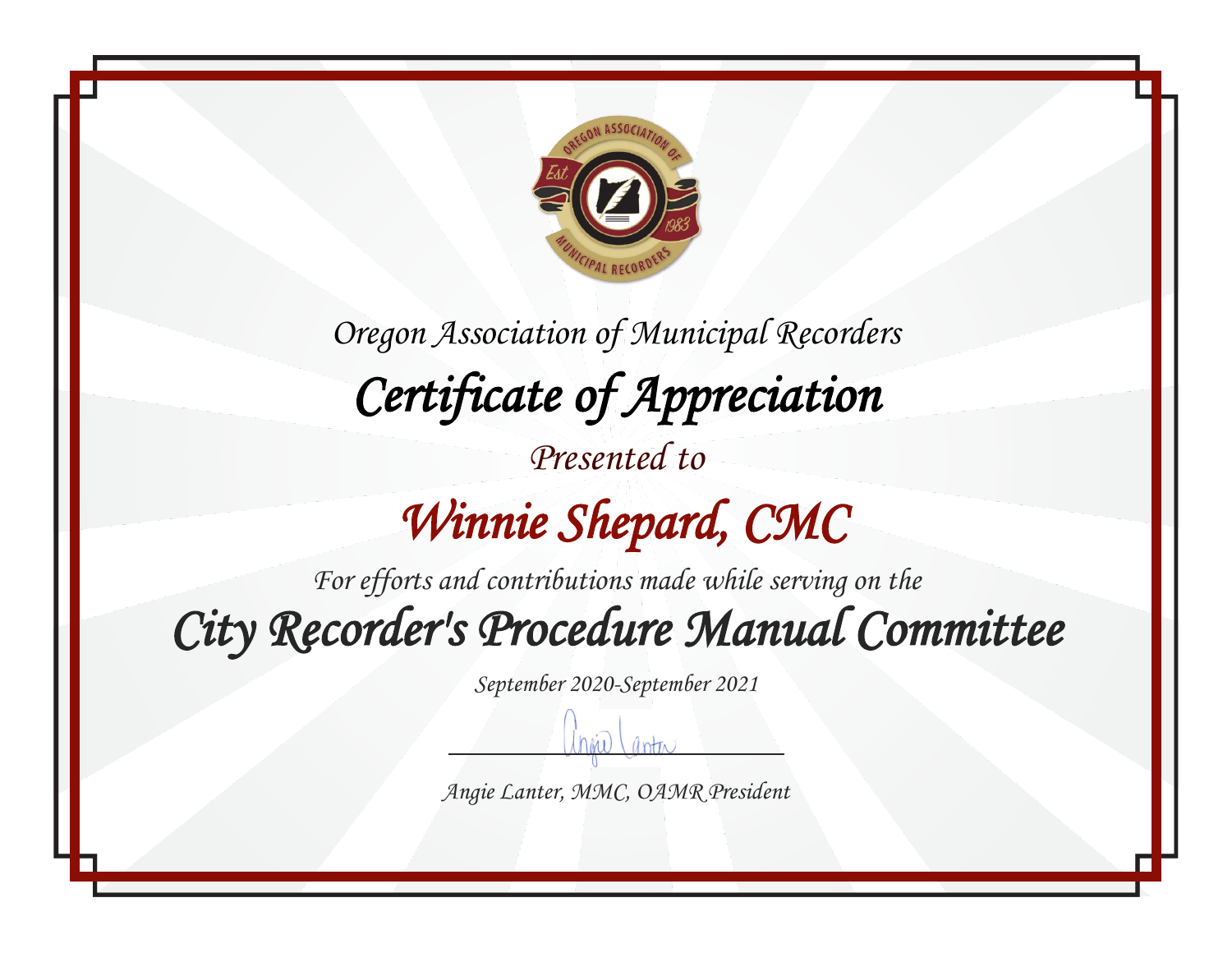Oregon Association of Municipal Recorders

# Certificate of Appreciation

Presented to

## Winnie Shepard, CMC

For efforts and contributions made while serving on the

## City Recorder's Procedure Manual Committee

September 2020-September 2021

Angie Lanter, MMC, OAMR President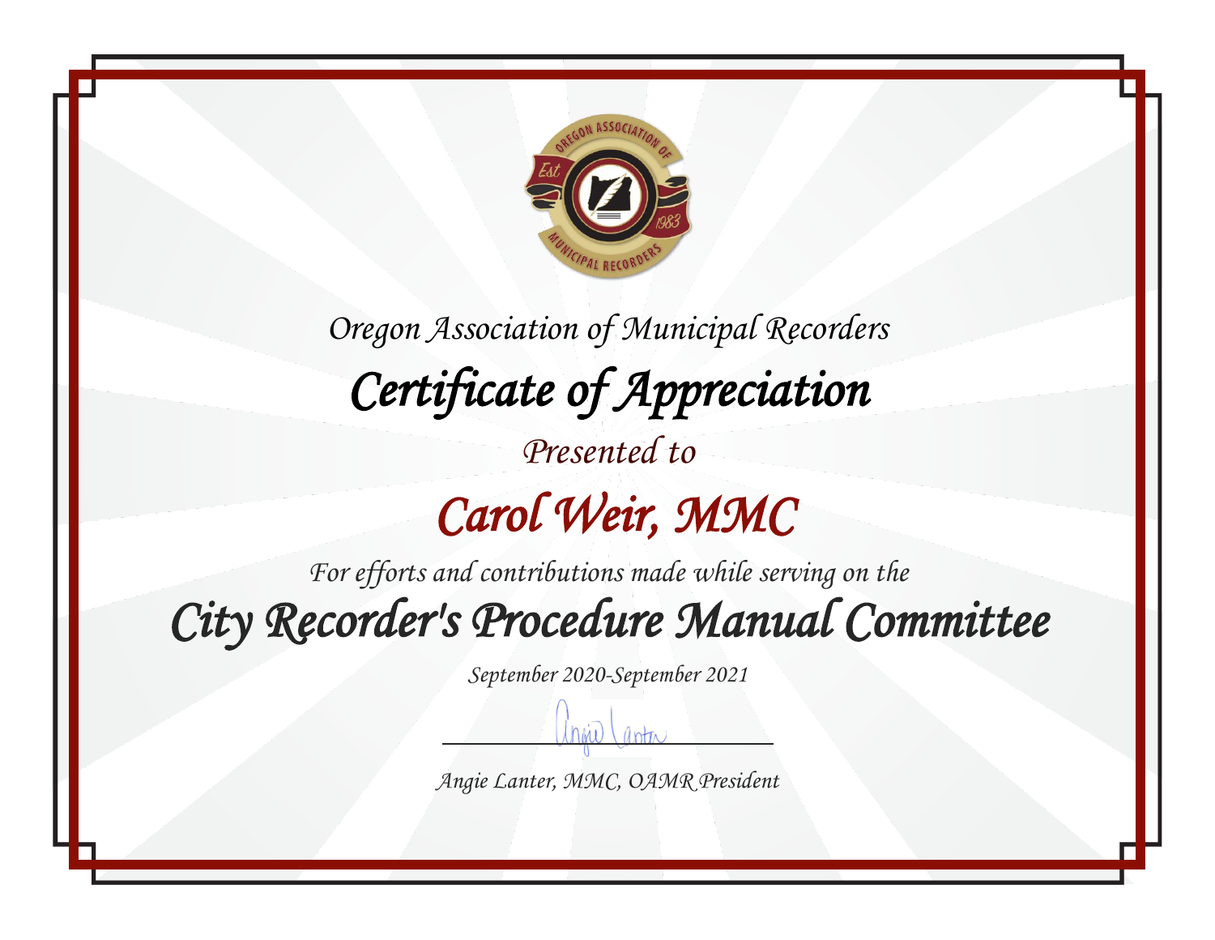*Oregon Association of Municipal Recorders*

# *Certificate of Appreciation*

*Presented to*

## *Carol Weir, MMC*

*For efforts and contributions made while serving on the*

## *City Recorder's Procedure Manual Committee*

*September 2020-September 2021*

*Angie Lanter, MMC, OAMR President*